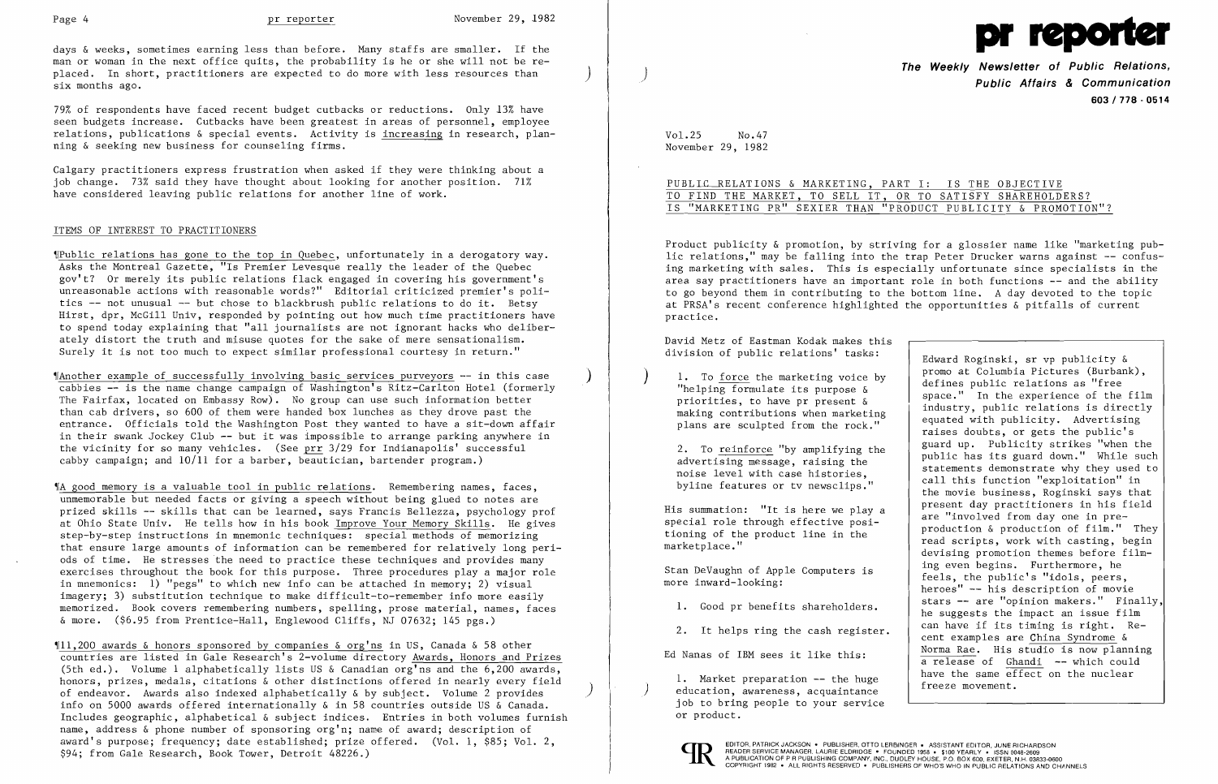days & weeks, sometimes earning less than before. Many staffs are smaller. If the man or woman in the next office quits, the probability is he or she will not be replaced. In short, practitioners are expected to do more with less resources than six months ago.

79% of respondents have faced recent budget cutbacks or reductions. Only 13% have seen budgets increase. Cutbacks have been greatest in areas of personnel, employee relations, publications & special events. Activity is increasing in research, planning & seeking new business for counseling firms.

Calgary practitioners express frustration when asked if they were thinking about a job change. 73% said they have thought about looking for another position. 71% have considered leaving public relations for another line of work.

## ITEMS OF INTEREST TO PRACTITIONERS

¶Public relations has gone to the top in Quebec, unfortunately in a derogatory way. Asks the Montreal Gazette, "Is Premier Levesque really the leader of the Quebec gov't? Or merely its public relations flack engaged in covering his government's unreasonable actions with reasonable words?" Editorial criticized premier's politics -- not unusual -- but chose to blackbrush public relations to do it. Betsy Hirst, dpr, McGill Univ, responded by pointing out how much time practitioners have to spend today explaining that "all journalists are not ignorant hacks who deliberately distort the truth and misuse quotes for the sake of mere sensationalism. Surely it is not too much to expect similar professional courtesy in return."

¶Another example of successfully involving basic services purveyors -- in this case cabbies -- is the name change campaign of Washington's Ritz-Carlton Hotel (formerly The Fairfax, located on Embassy Row). No group can use such information better than cab drivers, so 600 of them were handed box lunches as they drove past the entrance. Officials told the Washington Post they wanted to have a sit-down affair in their swank Jockey Club -- but it was impossible to arrange parking anywhere in the vicinity for so many vehicles. (See prr 3/29 for Indianapolis' successful cabby campaign; and 10/11 for a barber, beautician, bartender program.)

¶A good memory is a valuable tool in public relations. Remembering names, faces, unmemorable but needed facts or giving a speech without being glued to notes are prized skills -- skills that can be learned, says Francis Bellezza, psychology prof at Ohio State Univ. He tells how in his book Improve Your Memory Skills. He gives step-by-step instructions in mnemonic techniques: special methods of memorizing that ensure large amounts of information can be remembered for relatively long periods of time. He stresses the need to practice these techniques and provides many exercises throughout the book for this purpose. Three procedures play a major role in mnemonics: 1) "pegs" to which new info can be attached in memory; 2) visual imagery; 3) substitution technique to make difficult-to-remember info more easily memorized. Book covers remembering numbers, spelling, prose material, names, faces & more. ($6.95 from Prentice-Hall, Englewood Cliffs, NJ 07632; 145 pgs.)

¶11,200 awards & honors sponsored by companies & org'ns in US, Canada & 58 other countries are listed in Gale Research's 2-volume directory Awards, Honors and Prizes (5th ed.). Volume 1 alphabetically lists US & Canadian org'ns and the 6,200 awards, honors, prizes, medals, citations & other distinctions offered in nearly every field of endeavor. Awards also indexed alphabetically & by subject. Volume 2 provides info on 5000 awards offered internationally & in 58 countries outside US & Canada. Includes geographic, alphabetical & subject indices. Entries in both volumes furnish name, address & phone number of sponsoring org'n; name of award; description of award's purpose; frequency; date established; prize offered. (Vol. 1, $85; Vol. 2, $94; from Gale Research, Book Tower, Detroit 48226.)

# pr reporter

**The Weekly Newsletter of Public Relations, Public Affairs & Communication**
**603 / 778 - 0514**

Vol.25 No.47
November 29, 1982

## PUBLIC RELATIONS & MARKETING, PART I: IS THE OBJECTIVE TO FIND THE MARKET, TO SELL IT, OR TO SATISFY SHAREHOLDERS? IS "MARKETING PR" SEXIER THAN "PRODUCT PUBLICITY & PROMOTION"?

Product publicity & promotion, by striving for a glossier name like "marketing public relations," may be falling into the trap Peter Drucker warns against -- confusing marketing with sales. This is especially unfortunate since specialists in the area say practitioners have an important role in both functions -- and the ability to go beyond them in contributing to the bottom line. A day devoted to the topic at PRSA's recent conference highlighted the opportunities & pitfalls of current practice.

David Metz of Eastman Kodak makes this division of public relations' tasks:

1. To force the marketing voice by "helping formulate its purpose & priorities, to have pr present & making contributions when marketing plans are sculpted from the rock."

2. To reinforce "by amplifying the advertising message, raising the noise level with case histories, byline features or tv newsclips."

His summation: "It is here we play a special role through effective positioning of the product line in the marketplace."

Stan DeVaughn of Apple Computers is more inward-looking:

1. Good pr benefits shareholders.

2. It helps ring the cash register.

Ed Nanas of IBM sees it like this:

1. Market preparation -- the huge education, awareness, acquaintance job to bring people to your service or product.

> Edward Roginski, sr vp publicity & promo at Columbia Pictures (Burbank), defines public relations as "free space." In the experience of the film industry, public relations is directly equated with publicity. Advertising raises doubts, or gets the public's guard up. Publicity strikes "when the public has its guard down." While such statements demonstrate why they used to call this function "exploitation" in the movie business, Roginski says that present day practitioners in his field are "involved from day one in pre-production & production of film." They read scripts, work with casting, begin devising promotion themes before filming even begins. Furthermore, he feels, the public's "idols, peers, heroes" -- his description of movie stars -- are "opinion makers." Finally, he suggests the impact an issue film can have if its timing is right. Recent examples are China Syndrome & Norma Rae. His studio is now planning a release of Ghandi -- which could have the same effect on the nuclear freeze movement.

EDITOR, PATRICK JACKSON • PUBLISHER, OTTO LERBINGER • ASSISTANT EDITOR, JUNE RICHARDSON
READER SERVICE MANAGER, LAURIE ELDRIDGE • FOUNDED 1958 • $100 YEARLY • ISSN 0048-2609
A PUBLICATION OF P R PUBLISHING COMPANY, INC., DUDLEY HOUSE, P.O. BOX 600, EXETER, N.H. 03833-0600
COPYRIGHT 1982 • ALL RIGHTS RESERVED • PUBLISHERS OF WHO'S WHO IN PUBLIC RELATIONS AND CHANNELS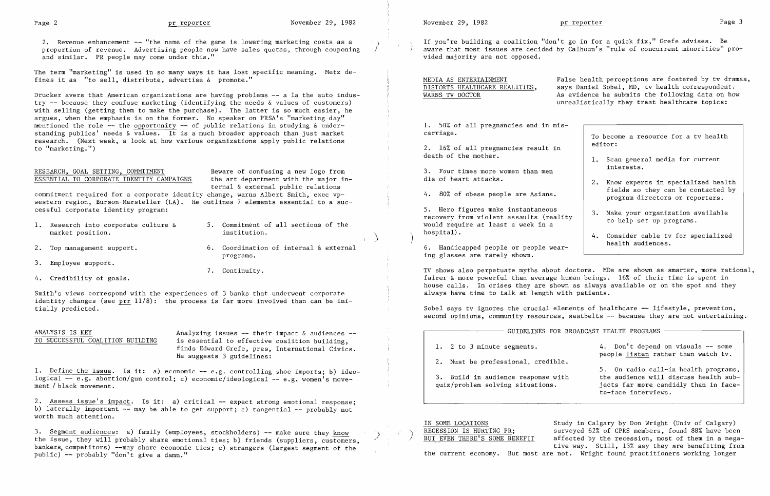2. Revenue enhancement -- "the name of the game is lowering marketing costs as a proportion of revenue. Advertising people now have sales quotas, through couponing and similar. PR people may come under this."

The term "marketing" is used in so many ways it has lost specific meaning. Metz defines it as "to sell, distribute, advertise & promote."

Drucker avers that American organizations are having problems -- a la the auto industry -- because they confuse marketing (identifying the needs & values of customers) with selling (getting them to make the purchase). The latter is so much easier, he argues, when the emphasis is on the former. No speaker on PRSA's "marketing day" mentioned the role -- the opportunity -- of public relations in studying & understanding publics' needs & values. It is a much broader approach than just market research. (Next week, a look at how various organizations apply public relations to "marketing.")

## RESEARCH, GOAL SETTING, COMMITMENT ESSENTIAL TO CORPORATE IDENTITY CAMPAIGNS

Beware of confusing a new logo from the art department with the major internal & external public relations commitment required for a corporate identity change, warns Albert Smith, exec vp-western region, Burson-Marsteller (LA). He outlines 7 elements essential to a successful corporate identity program:

1. Research into corporate culture & market position.
2. Top management support.
3. Employee support.
4. Credibility of goals.
5. Commitment of all sections of the institution.
6. Coordination of internal & external programs.
7. Continuity.

Smith's views correspond with the experiences of 3 banks that underwent corporate identity changes (see prr 11/8): the process is far more involved than can be initially predicted.

## ANALYSIS IS KEY TO SUCCESSFUL COALITION BUILDING

Analyzing issues -- their impact & audiences -- is essential to effective coalition building, finds Edward Grefe, pres, International Civics. He suggests 3 guidelines:

1. Define the issue. Is it: a) economic -- e.g. controlling shoe imports; b) ideological -- e.g. abortion/gun control; c) economic/ideological -- e.g. women's movement / black movement.

2. Assess issue's impact. Is it: a) critical -- expect strong emotional response; b) laterally important -- may be able to get support; c) tangential -- probably not worth much attention.

3. Segment audiences: a) family (employees, stockholders) -- make sure they know the issue, they will probably share emotional ties; b) friends (suppliers, customers, bankers, competitors) --may share economic ties; c) strangers (largest segment of the public) -- probably "don't give a damn."

If you're building a coalition "don't go in for a quick fix," Grefe advises. Be aware that most issues are decided by Calhoun's "rule of concurrent minorities" provided majority are not opposed.

## MEDIA AS ENTERTAINMENT DISTORTS HEALTHCARE REALITIES, WARNS TV DOCTOR

False health perceptions are fostered by tv dramas, says Daniel Sobel, MD, tv health correspondent. As evidence he submits the following data on how unrealistically they treat healthcare topics:

1. 50% of all pregnancies end in miscarriage.
2. 16% of all pregnancies result in death of the mother.
3. Four times more women than men die of heart attacks.
4. 80% of obese people are Asians.
5. Hero figures make instantaneous recovery from violent assaults (reality would require at least a week in a hospital).
6. Handicapped people or people wearing glasses are rarely shown.

To become a resource for a tv health editor:

1. Scan general media for current interests.
2. Know experts in specialized health fields so they can be contacted by program directors or reporters.
3. Make your organization available to help set up programs.
4. Consider cable tv for specialized health audiences.

TV shows also perpetuate myths about doctors. MDs are shown as smarter, more rational, fairer & more powerful than average human beings. 16% of their time is spent in house calls. In crises they are shown as always available or on the spot and they always have time to talk at length with patients.

Sobel says tv ignores the crucial elements of healthcare -- lifestyle, prevention, second opinions, community resources, seatbelts -- because they are not entertaining.

GUIDELINES FOR BROADCAST HEALTH PROGRAMS

1. 2 to 3 minute segments.
2. Must be professional, credible.
3. Build in audience response with quiz/problem solving situations.
4. Don't depend on visuals -- some people listen rather than watch tv.
5. On radio call-in health programs, the audience will discuss health subjects far more candidly than in face-to-face interviews.

## IN SOME LOCATIONS RECESSION IS HURTING PR; BUT EVEN THERE'S SOME BENEFIT

Study in Calgary by Don Wright (Univ of Calgary) surveyed 62% of CPRS members, found 88% have been affected by the recession, most of them in a negative way. Still, 13% say they are benefiting from the current economy. But most are not. Wright found practitioners working longer